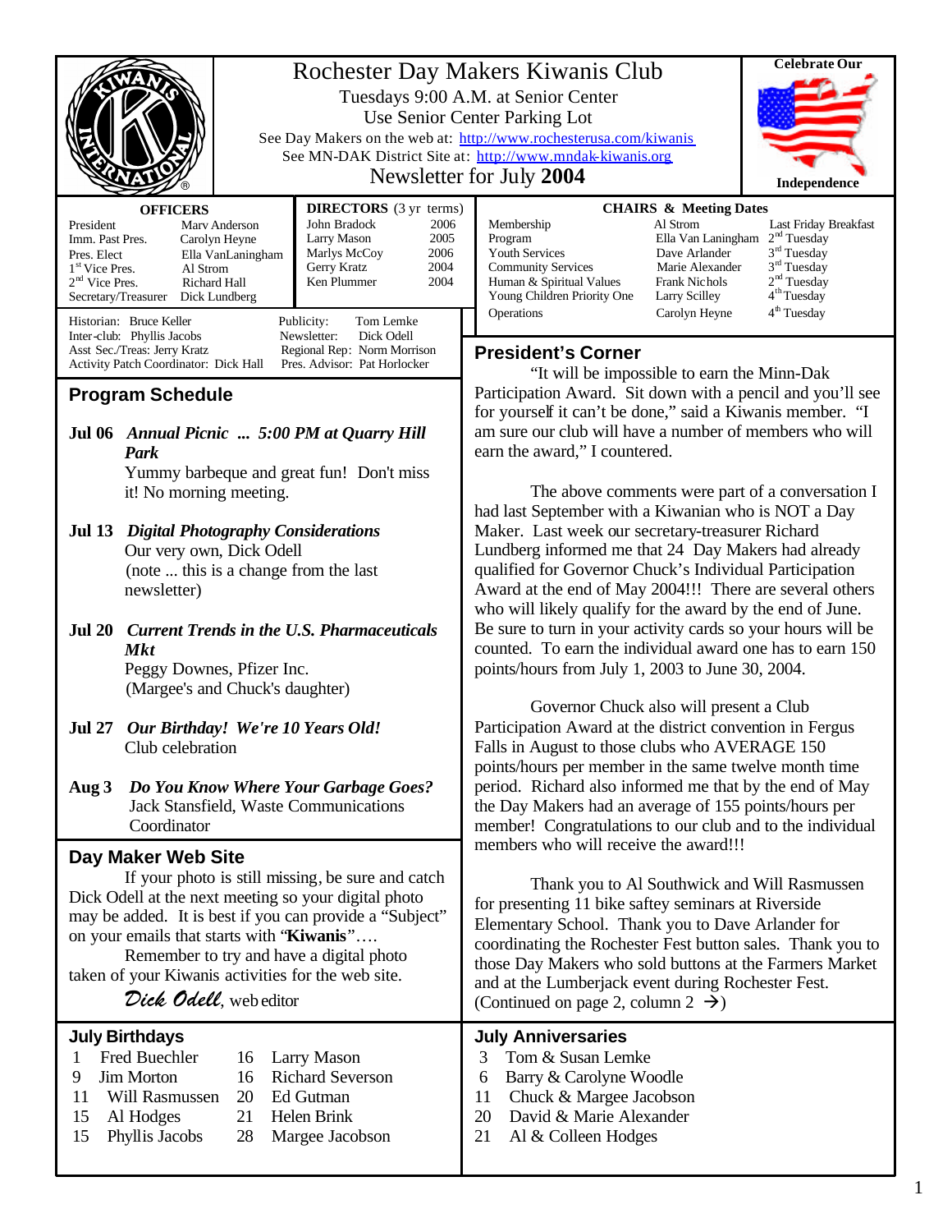# Rochester Day Makers Kiwanis Club

Tuesdays 9:00 A.M. at Senior Center

Use Senior Center Parking Lot

See Day Makers on the web at: http://www.rochesterusa.com/kiwanis

See MN-DAK District Site at: http://www.mndak-kiwanis.org

Newsletter for July **2004**

**Celebrate Our Independence**

| OFFICERS | |
|---|---|
| President | Marv Anderson |
| Imm. Past Pres. | Carolyn Heyne |
| Pres. Elect | Ella VanLaningham |
| 1st Vice Pres. | Al Strom |
| 2nd Vice Pres. | Richard Hall |
| Secretary/Treasurer | Dick Lundberg |

| DIRECTORS (3 yr terms) | |
|---|---|
| John Bradock | 2006 |
| Larry Mason | 2005 |
| Marlys McCoy | 2006 |
| Gerry Kratz | 2004 |
| Ken Plummer | 2004 |

| CHAIRS & Meeting Dates | | |
|---|---|---|
| Membership | Al Strom | Last Friday Breakfast |
| Program | Ella Van Laningham | 2nd Tuesday |
| Youth Services | Dave Arlander | 3rd Tuesday |
| Community Services | Marie Alexander | 3rd Tuesday |
| Human & Spiritual Values | Frank Nichols | 2nd Tuesday |
| Young Children Priority One | Larry Scilley | 4th Tuesday |
| Operations | Carolyn Heyne | 4th Tuesday |

Historian: Bruce Keller
Inter-club: Phyllis Jacobs
Asst Sec./Treas: Jerry Kratz
Activity Patch Coordinator: Dick Hall
Publicity: Tom Lemke
Newsletter: Dick Odell
Regional Rep: Norm Morrison
Pres. Advisor: Pat Horlocker

## Program Schedule

**Jul 06** ***Annual Picnic ... 5:00 PM at Quarry Hill Park***
Yummy barbeque and great fun! Don't miss it! No morning meeting.

**Jul 13** ***Digital Photography Considerations***
Our very own, Dick Odell
(note ... this is a change from the last newsletter)

**Jul 20** ***Current Trends in the U.S. Pharmaceuticals Mkt***
Peggy Downes, Pfizer Inc.
(Margee's and Chuck's daughter)

**Jul 27** ***Our Birthday! We're 10 Years Old!***
Club celebration

**Aug 3** ***Do You Know Where Your Garbage Goes?***
Jack Stansfield, Waste Communications Coordinator

## Day Maker Web Site

If your photo is still missing, be sure and catch Dick Odell at the next meeting so your digital photo may be added. It is best if you can provide a "Subject" on your emails that starts with "**Kiwanis**"….

Remember to try and have a digital photo taken of your Kiwanis activities for the web site.

*Dick Odell*, web editor

## President's Corner

"It will be impossible to earn the Minn-Dak Participation Award. Sit down with a pencil and you'll see for yourself it can't be done," said a Kiwanis member. "I am sure our club will have a number of members who will earn the award," I countered.

The above comments were part of a conversation I had last September with a Kiwanian who is NOT a Day Maker. Last week our secretary-treasurer Richard Lundberg informed me that 24 Day Makers had already qualified for Governor Chuck's Individual Participation Award at the end of May 2004!!! There are several others who will likely qualify for the award by the end of June. Be sure to turn in your activity cards so your hours will be counted. To earn the individual award one has to earn 150 points/hours from July 1, 2003 to June 30, 2004.

Governor Chuck also will present a Club Participation Award at the district convention in Fergus Falls in August to those clubs who AVERAGE 150 points/hours per member in the same twelve month time period. Richard also informed me that by the end of May the Day Makers had an average of 155 points/hours per member! Congratulations to our club and to the individual members who will receive the award!!!

Thank you to Al Southwick and Will Rasmussen for presenting 11 bike saftey seminars at Riverside Elementary School. Thank you to Dave Arlander for coordinating the Rochester Fest button sales. Thank you to those Day Makers who sold buttons at the Farmers Market and at the Lumberjack event during Rochester Fest. (Continued on page 2, column 2 →)

## July Birthdays

| | | | |
|---|---|---|---|
| 1 | Fred Buechler | 16 | Larry Mason |
| 9 | Jim Morton | 16 | Richard Severson |
| 11 | Will Rasmussen | 20 | Ed Gutman |
| 15 | Al Hodges | 21 | Helen Brink |
| 15 | Phyllis Jacobs | 28 | Margee Jacobson |

## July Anniversaries

| | |
|---|---|
| 3 | Tom & Susan Lemke |
| 6 | Barry & Carolyne Woodle |
| 11 | Chuck & Margee Jacobson |
| 20 | David & Marie Alexander |
| 21 | Al & Colleen Hodges |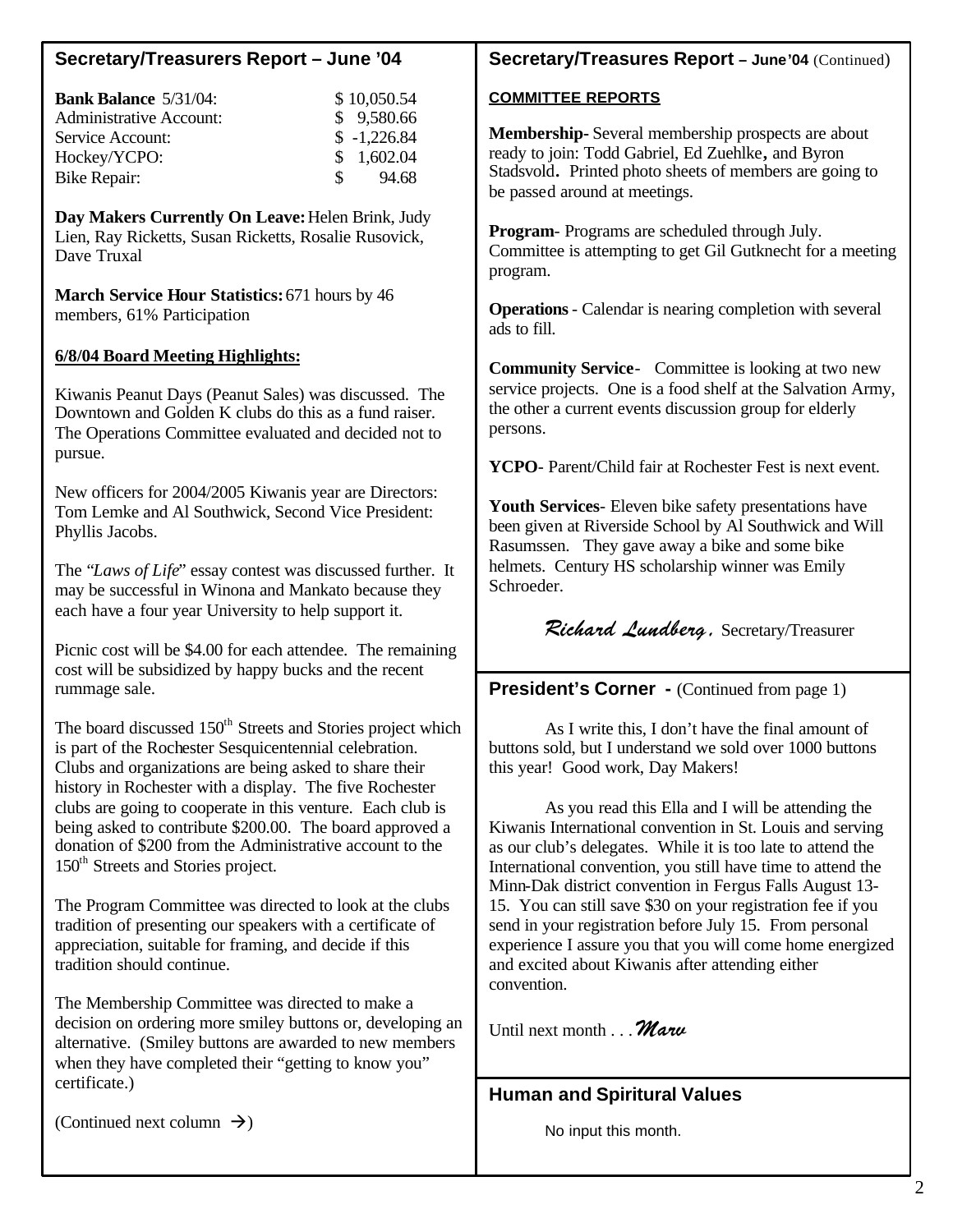## Secretary/Treasurers Report – June '04

| **Bank Balance** 5/31/04: | $ 10,050.54 |
|---|---|
| Administrative Account: | $ 9,580.66 |
| Service Account: | $ -1,226.84 |
| Hockey/YCPO: | $ 1,602.04 |
| Bike Repair: | $ 94.68 |

**Day Makers Currently On Leave:** Helen Brink, Judy Lien, Ray Ricketts, Susan Ricketts, Rosalie Rusovick, Dave Truxal

**March Service Hour Statistics:** 671 hours by 46 members, 61% Participation

**6/8/04 Board Meeting Highlights:**

Kiwanis Peanut Days (Peanut Sales) was discussed. The Downtown and Golden K clubs do this as a fund raiser. The Operations Committee evaluated and decided not to pursue.

New officers for 2004/2005 Kiwanis year are Directors: Tom Lemke and Al Southwick, Second Vice President: Phyllis Jacobs.

The "*Laws of Life*" essay contest was discussed further. It may be successful in Winona and Mankato because they each have a four year University to help support it.

Picnic cost will be $4.00 for each attendee. The remaining cost will be subsidized by happy bucks and the recent rummage sale.

The board discussed 150th Streets and Stories project which is part of the Rochester Sesquicentennial celebration. Clubs and organizations are being asked to share their history in Rochester with a display. The five Rochester clubs are going to cooperate in this venture. Each club is being asked to contribute $200.00. The board approved a donation of $200 from the Administrative account to the 150th Streets and Stories project.

The Program Committee was directed to look at the clubs tradition of presenting our speakers with a certificate of appreciation, suitable for framing, and decide if this tradition should continue.

The Membership Committee was directed to make a decision on ordering more smiley buttons or, developing an alternative. (Smiley buttons are awarded to new members when they have completed their "getting to know you" certificate.)

(Continued next column →)

## Secretary/Treasures Report – June'04 (Continued)

**COMMITTEE REPORTS**

**Membership**- Several membership prospects are about ready to join: Todd Gabriel, Ed Zuehlke, and Byron Stadsvold. Printed photo sheets of members are going to be passed around at meetings.

**Program**- Programs are scheduled through July. Committee is attempting to get Gil Gutknecht for a meeting program.

**Operations** - Calendar is nearing completion with several ads to fill.

**Community Service**- Committee is looking at two new service projects. One is a food shelf at the Salvation Army, the other a current events discussion group for elderly persons.

**YCPO**- Parent/Child fair at Rochester Fest is next event.

**Youth Services**- Eleven bike safety presentations have been given at Riverside School by Al Southwick and Will Rasumssen. They gave away a bike and some bike helmets. Century HS scholarship winner was Emily Schroeder.

*Richard Lundberg*, Secretary/Treasurer

## President's Corner - (Continued from page 1)

As I write this, I don't have the final amount of buttons sold, but I understand we sold over 1000 buttons this year! Good work, Day Makers!

As you read this Ella and I will be attending the Kiwanis International convention in St. Louis and serving as our club's delegates. While it is too late to attend the International convention, you still have time to attend the Minn-Dak district convention in Fergus Falls August 13-15. You can still save $30 on your registration fee if you send in your registration before July 15. From personal experience I assure you that you will come home energized and excited about Kiwanis after attending either convention.

Until next month . . . *Marv*

## Human and Spiritural Values

No input this month.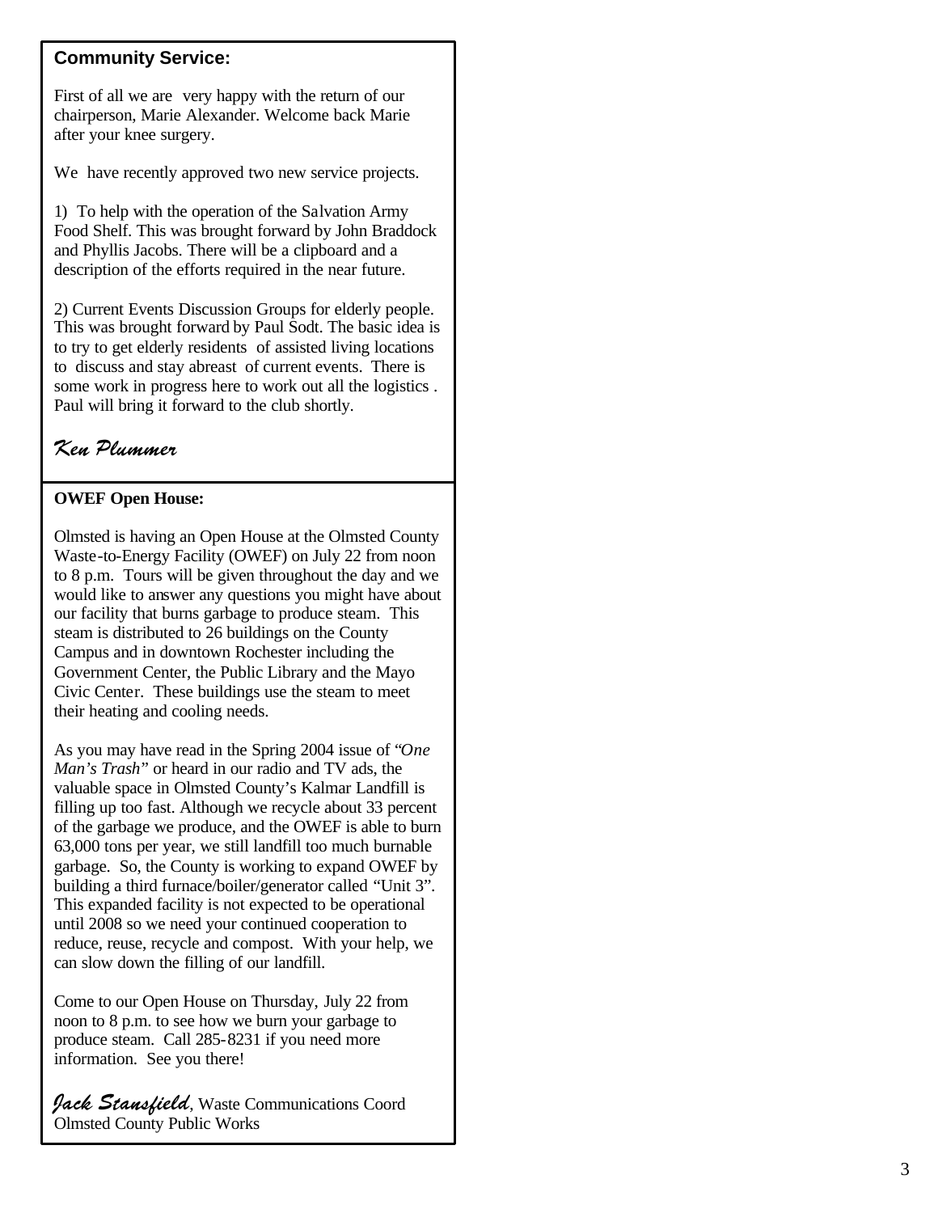## Community Service:

First of all we are very happy with the return of our chairperson, Marie Alexander. Welcome back Marie after your knee surgery.

We have recently approved two new service projects.

1) To help with the operation of the Salvation Army Food Shelf. This was brought forward by John Braddock and Phyllis Jacobs. There will be a clipboard and a description of the efforts required in the near future.

2) Current Events Discussion Groups for elderly people. This was brought forward by Paul Sodt. The basic idea is to try to get elderly residents of assisted living locations to discuss and stay abreast of current events. There is some work in progress here to work out all the logistics . Paul will bring it forward to the club shortly.

*Ken Plummer*

## OWEF Open House:

Olmsted is having an Open House at the Olmsted County Waste-to-Energy Facility (OWEF) on July 22 from noon to 8 p.m. Tours will be given throughout the day and we would like to answer any questions you might have about our facility that burns garbage to produce steam. This steam is distributed to 26 buildings on the County Campus and in downtown Rochester including the Government Center, the Public Library and the Mayo Civic Center. These buildings use the steam to meet their heating and cooling needs.

As you may have read in the Spring 2004 issue of "*One Man's Trash*" or heard in our radio and TV ads, the valuable space in Olmsted County's Kalmar Landfill is filling up too fast. Although we recycle about 33 percent of the garbage we produce, and the OWEF is able to burn 63,000 tons per year, we still landfill too much burnable garbage. So, the County is working to expand OWEF by building a third furnace/boiler/generator called "Unit 3". This expanded facility is not expected to be operational until 2008 so we need your continued cooperation to reduce, reuse, recycle and compost. With your help, we can slow down the filling of our landfill.

Come to our Open House on Thursday, July 22 from noon to 8 p.m. to see how we burn your garbage to produce steam. Call 285-8231 if you need more information. See you there!

*Jack Stansfield*, Waste Communications Coord
Olmsted County Public Works